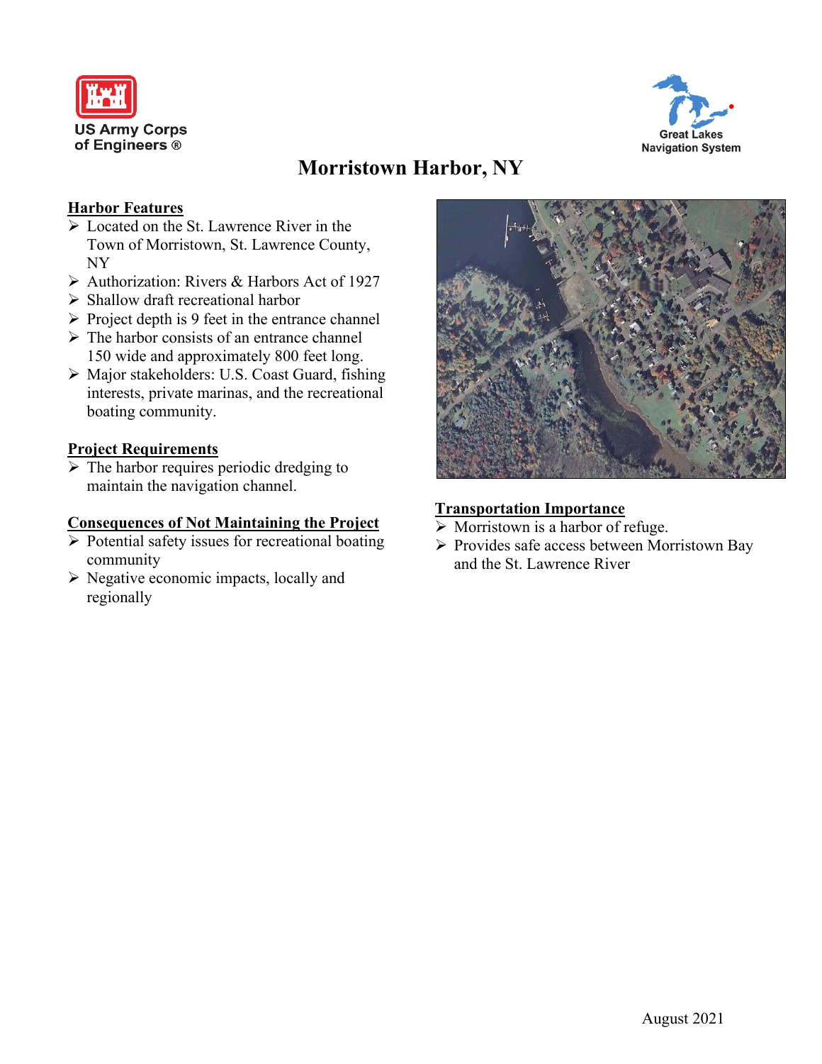US Army Corps of Engineers ®

Great Lakes Navigation System

# Morristown Harbor, NY

## Harbor Features

- Located on the St. Lawrence River in the Town of Morristown, St. Lawrence County, NY
- Authorization: Rivers & Harbors Act of 1927
- Shallow draft recreational harbor
- Project depth is 9 feet in the entrance channel
- The harbor consists of an entrance channel 150 wide and approximately 800 feet long.
- Major stakeholders: U.S. Coast Guard, fishing interests, private marinas, and the recreational boating community.

## Project Requirements

- The harbor requires periodic dredging to maintain the navigation channel.

## Consequences of Not Maintaining the Project

- Potential safety issues for recreational boating community
- Negative economic impacts, locally and regionally

## Transportation Importance

- Morristown is a harbor of refuge.
- Provides safe access between Morristown Bay and the St. Lawrence River

August 2021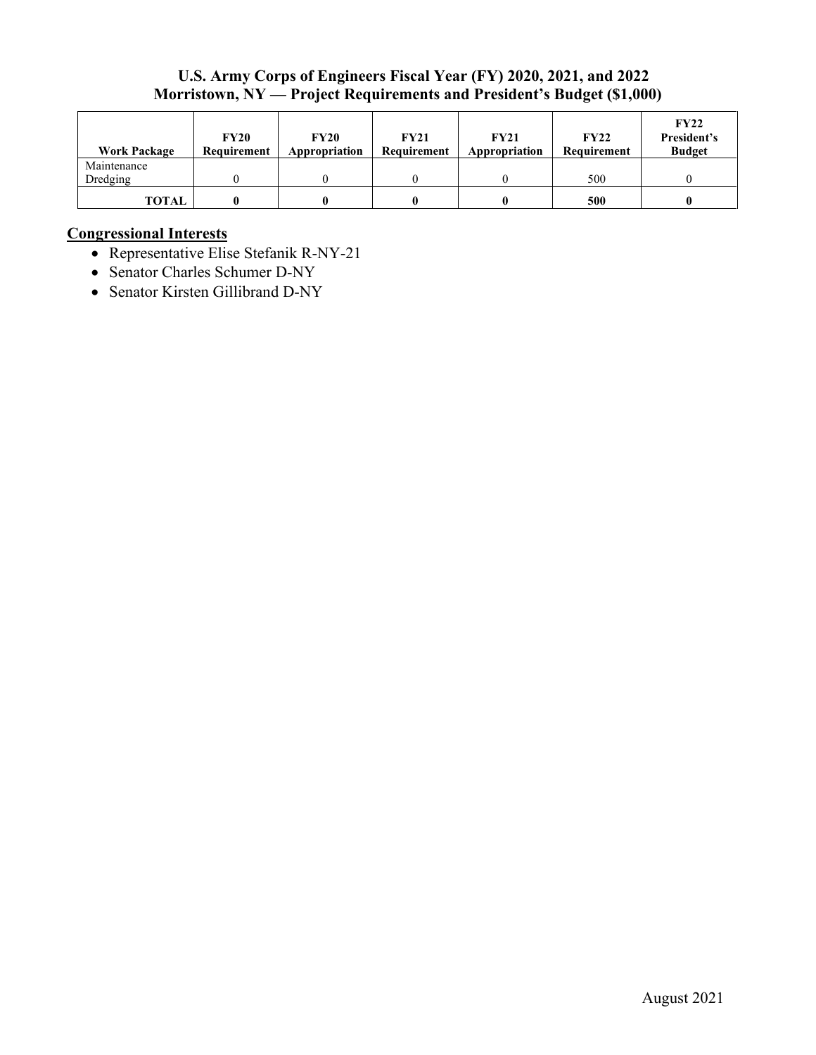**U.S. Army Corps of Engineers Fiscal Year (FY) 2020, 2021, and 2022**
**Morristown, NY — Project Requirements and President's Budget ($1,000)**

| Work Package | FY20 Requirement | FY20 Appropriation | FY21 Requirement | FY21 Appropriation | FY22 Requirement | FY22 President's Budget |
|---|---|---|---|---|---|---|
| Maintenance Dredging | 0 | 0 | 0 | 0 | 500 | 0 |
| **TOTAL** | **0** | **0** | **0** | **0** | **500** | **0** |

## Congressional Interests

- Representative Elise Stefanik R-NY-21
- Senator Charles Schumer D-NY
- Senator Kirsten Gillibrand D-NY

August 2021